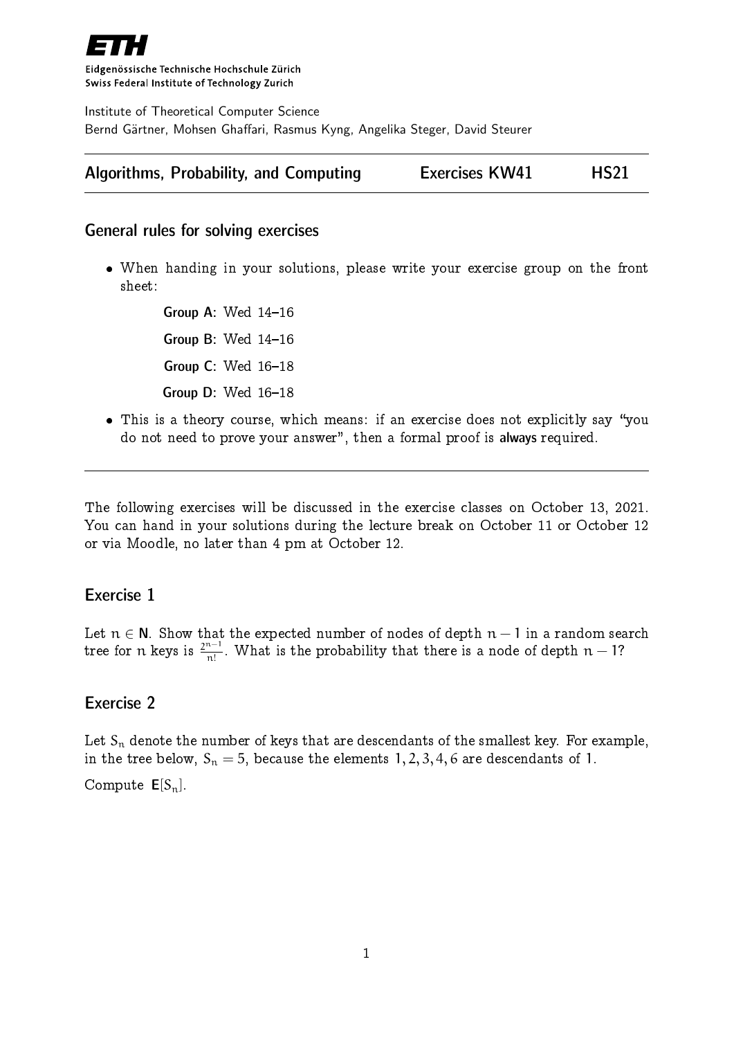**ETH**

Eidgenössische Technische Hochschule Zürich
Swiss Federal Institute of Technology Zurich

Institute of Theoretical Computer Science
Bernd Gärtner, Mohsen Ghaffari, Rasmus Kyng, Angelika Steger, David Steurer

**Algorithms, Probability, and Computing** **Exercises KW41** **HS21**

---

## General rules for solving exercises

- When handing in your solutions, please write your exercise group on the front sheet:

  **Group A**: Wed 14–16

  **Group B**: Wed 14–16

  **Group C**: Wed 16–18

  **Group D**: Wed 16–18

- This is a theory course, which means: if an exercise does not explicitly say "you do not need to prove your answer", then a formal proof is **always** required.

---

The following exercises will be discussed in the exercise classes on October 13, 2021. You can hand in your solutions during the lecture break on October 11 or October 12 or via Moodle, no later than 4 pm at October 12.

## Exercise 1

Let $n \in \mathbf{N}$. Show that the expected number of nodes of depth $n-1$ in a random search tree for $n$ keys is $\frac{2^{n-1}}{n!}$. What is the probability that there is a node of depth $n-1$?

## Exercise 2

Let $S_n$ denote the number of keys that are descendants of the smallest key. For example, in the tree below, $S_n = 5$, because the elements $1, 2, 3, 4, 6$ are descendants of $1$.

Compute $\mathbf{E}[S_n]$.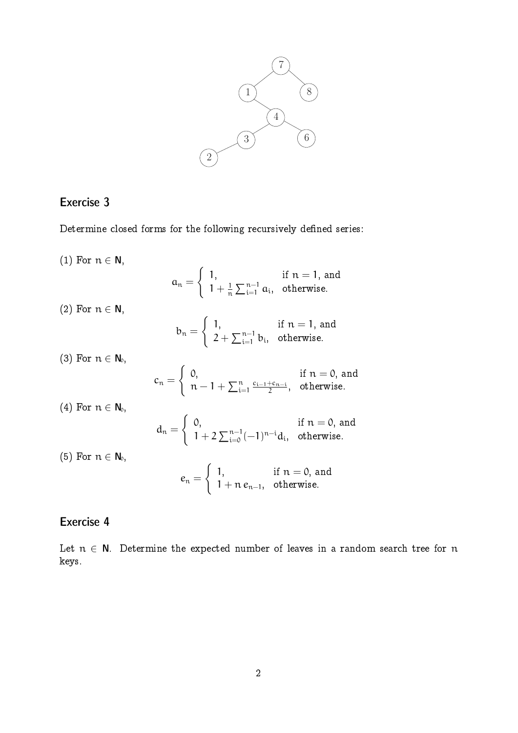## Exercise 3

Determine closed forms for the following recursively defined series:

(1) For $n \in \mathbf{N}$,

$$a_n = \begin{cases} 1, & \text{if } n = 1, \text{ and} \\ 1 + \frac{1}{n}\sum_{i=1}^{n-1} a_i, & \text{otherwise.} \end{cases}$$

(2) For $n \in \mathbf{N}$,

$$b_n = \begin{cases} 1, & \text{if } n = 1, \text{ and} \\ 2 + \sum_{i=1}^{n-1} b_i, & \text{otherwise.} \end{cases}$$

(3) For $n \in \mathbf{N}_0$,

$$c_n = \begin{cases} 0, & \text{if } n = 0, \text{ and} \\ n - 1 + \sum_{i=1}^{n} \frac{c_{i-1} + c_{n-i}}{2}, & \text{otherwise.} \end{cases}$$

(4) For $n \in \mathbf{N}_0$,

$$d_n = \begin{cases} 0, & \text{if } n = 0, \text{ and} \\ 1 + 2\sum_{i=0}^{n-1} (-1)^{n-i} d_i, & \text{otherwise.} \end{cases}$$

(5) For $n \in \mathbf{N}_0$,

$$e_n = \begin{cases} 1, & \text{if } n = 0, \text{ and} \\ 1 + n\, e_{n-1}, & \text{otherwise.} \end{cases}$$

## Exercise 4

Let $n \in \mathbf{N}$. Determine the expected number of leaves in a random search tree for $n$ keys.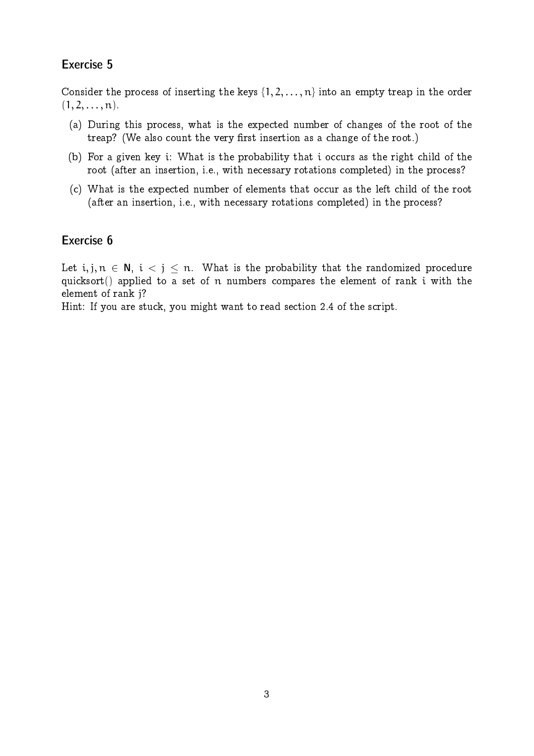## Exercise 5

Consider the process of inserting the keys $\{1, 2, \ldots, n\}$ into an empty treap in the order $(1, 2, \ldots, n)$.

(a) During this process, what is the expected number of changes of the root of the treap? (We also count the very first insertion as a change of the root.)

(b) For a given key $i$: What is the probability that $i$ occurs as the right child of the root (after an insertion, i.e., with necessary rotations completed) in the process?

(c) What is the expected number of elements that occur as the left child of the root (after an insertion, i.e., with necessary rotations completed) in the process?

## Exercise 6

Let $i, j, n \in \mathbf{N}$, $i < j \leq n$. What is the probability that the randomized procedure quicksort() applied to a set of $n$ numbers compares the element of rank $i$ with the element of rank $j$?

Hint: If you are stuck, you might want to read section 2.4 of the script.